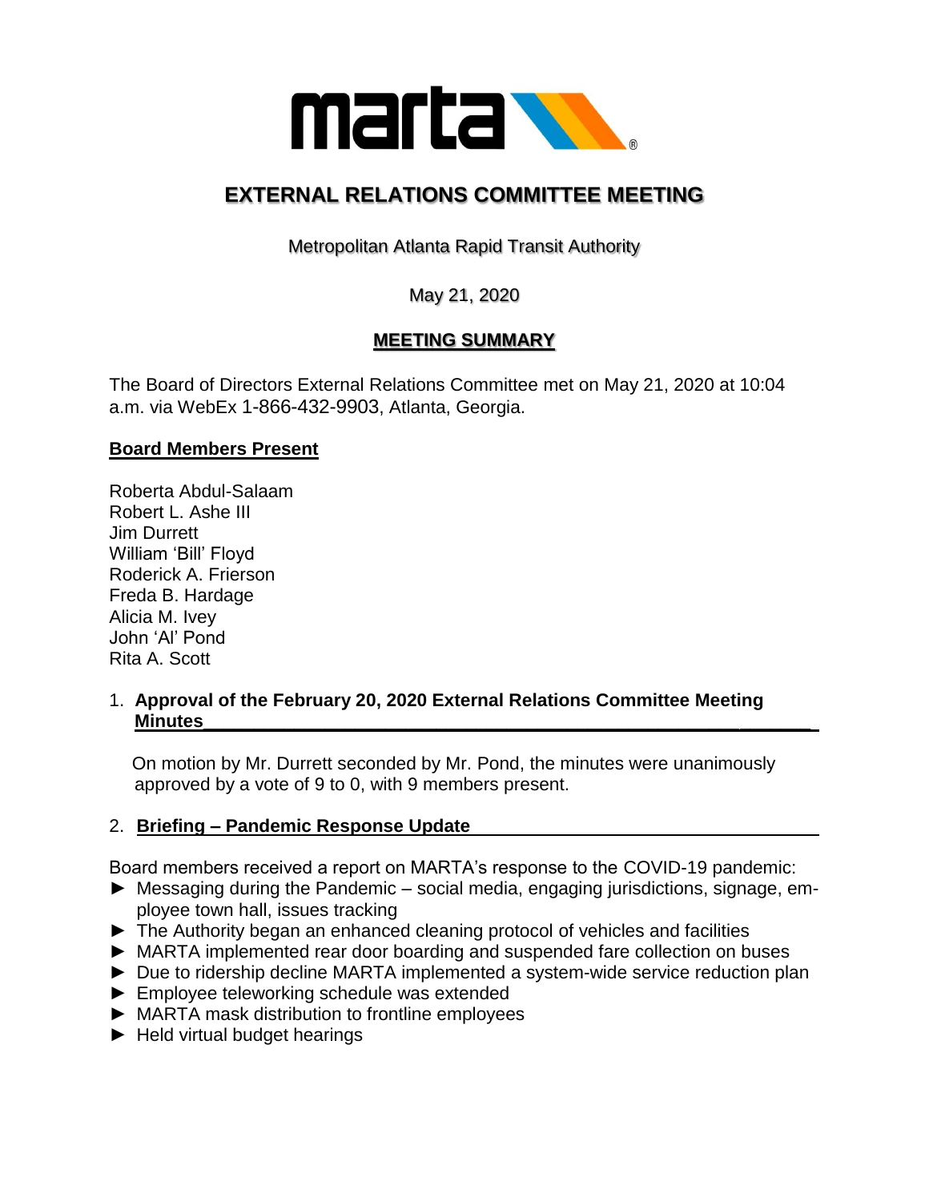# EXTERNAL RELATIONS COMMITTEE MEETING

Metropolitan Atlanta Rapid Transit Authority

May 21, 2020

## MEETING SUMMARY

The Board of Directors External Relations Committee met on May 21, 2020 at 10:04 a.m. via WebEx 1-866-432-9903, Atlanta, Georgia.

**Board Members Present**

Roberta Abdul-Salaam
Robert L. Ashe III
Jim Durrett
William 'Bill' Floyd
Roderick A. Frierson
Freda B. Hardage
Alicia M. Ivey
John 'Al' Pond
Rita A. Scott

1. **Approval of the February 20, 2020 External Relations Committee Meeting Minutes**

   On motion by Mr. Durrett seconded by Mr. Pond, the minutes were unanimously approved by a vote of 9 to 0, with 9 members present.

2. **Briefing – Pandemic Response Update**

Board members received a report on MARTA's response to the COVID-19 pandemic:

- Messaging during the Pandemic – social media, engaging jurisdictions, signage, employee town hall, issues tracking
- The Authority began an enhanced cleaning protocol of vehicles and facilities
- MARTA implemented rear door boarding and suspended fare collection on buses
- Due to ridership decline MARTA implemented a system-wide service reduction plan
- Employee teleworking schedule was extended
- MARTA mask distribution to frontline employees
- Held virtual budget hearings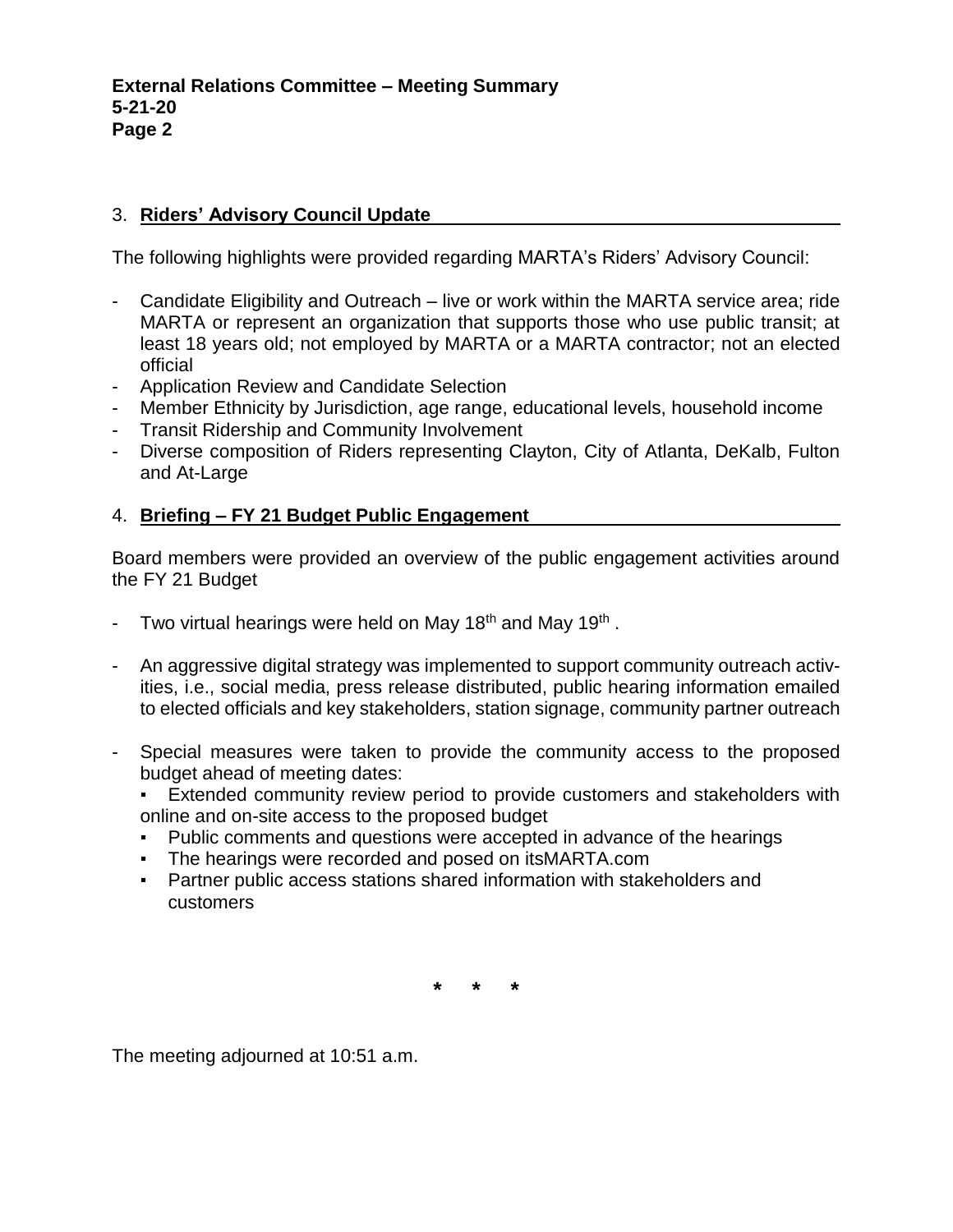3. **Riders' Advisory Council Update**

The following highlights were provided regarding MARTA's Riders' Advisory Council:

- Candidate Eligibility and Outreach – live or work within the MARTA service area; ride MARTA or represent an organization that supports those who use public transit; at least 18 years old; not employed by MARTA or a MARTA contractor; not an elected official
- Application Review and Candidate Selection
- Member Ethnicity by Jurisdiction, age range, educational levels, household income
- Transit Ridership and Community Involvement
- Diverse composition of Riders representing Clayton, City of Atlanta, DeKalb, Fulton and At-Large

4. **Briefing – FY 21 Budget Public Engagement**

Board members were provided an overview of the public engagement activities around the FY 21 Budget

- Two virtual hearings were held on May 18th and May 19th .

- An aggressive digital strategy was implemented to support community outreach activities, i.e., social media, press release distributed, public hearing information emailed to elected officials and key stakeholders, station signage, community partner outreach

- Special measures were taken to provide the community access to the proposed budget ahead of meeting dates:
  - Extended community review period to provide customers and stakeholders with online and on-site access to the proposed budget
  - Public comments and questions were accepted in advance of the hearings
  - The hearings were recorded and posed on itsMARTA.com
  - Partner public access stations shared information with stakeholders and customers

\* \* \*

The meeting adjourned at 10:51 a.m.